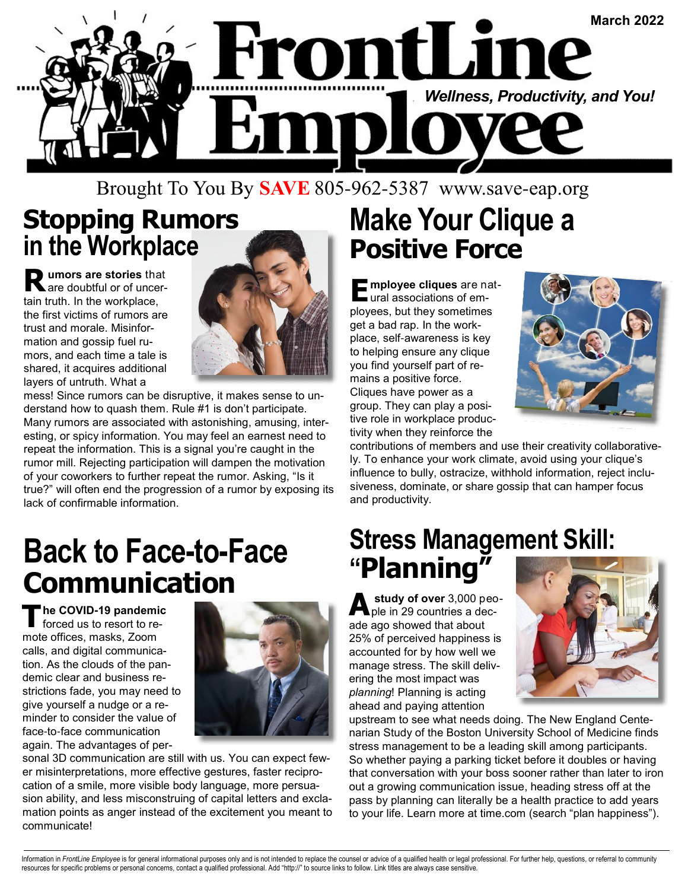# FrontLine Employee

March 2022

*Wellness, Productivity, and You!*

Brought To You By **SAVE** 805-962-5387 www.save-eap.org

## Stopping Rumors in the Workplace

**Rumors are stories** that are doubtful or of uncertain truth. In the workplace, the first victims of rumors are trust and morale. Misinformation and gossip fuel rumors, and each time a tale is shared, it acquires additional layers of untruth. What a mess! Since rumors can be disruptive, it makes sense to understand how to quash them. Rule #1 is don't participate. Many rumors are associated with astonishing, amusing, interesting, or spicy information. You may feel an earnest need to repeat the information. This is a signal you're caught in the rumor mill. Rejecting participation will dampen the motivation of your coworkers to further repeat the rumor. Asking, "Is it true?" will often end the progression of a rumor by exposing its lack of confirmable information.

## Back to Face-to-Face Communication

**The COVID-19 pandemic** forced us to resort to remote offices, masks, Zoom calls, and digital communication. As the clouds of the pandemic clear and business restrictions fade, you may need to give yourself a nudge or a reminder to consider the value of face-to-face communication again. The advantages of personal 3D communication are still with us. You can expect fewer misinterpretations, more effective gestures, faster reciprocation of a smile, more visible body language, more persuasion ability, and less misconstruing of capital letters and exclamation points as anger instead of the excitement you meant to communicate!

## Make Your Clique a Positive Force

**Employee cliques** are natural associations of employees, but they sometimes get a bad rap. In the workplace, self-awareness is key to helping ensure any clique you find yourself part of remains a positive force. Cliques have power as a group. They can play a positive role in workplace productivity when they reinforce the contributions of members and use their creativity collaboratively. To enhance your work climate, avoid using your clique's influence to bully, ostracize, withhold information, reject inclusiveness, dominate, or share gossip that can hamper focus and productivity.

## Stress Management Skill: "Planning"

**A study of over** 3,000 people in 29 countries a decade ago showed that about 25% of perceived happiness is accounted for by how well we manage stress. The skill delivering the most impact was *planning*! Planning is acting ahead and paying attention upstream to see what needs doing. The New England Centenarian Study of the Boston University School of Medicine finds stress management to be a leading skill among participants. So whether paying a parking ticket before it doubles or having that conversation with your boss sooner rather than later to iron out a growing communication issue, heading stress off at the pass by planning can literally be a health practice to add years to your life. Learn more at time.com (search "plan happiness").

Information in *FrontLine Employee* is for general informational purposes only and is not intended to replace the counsel or advice of a qualified health or legal professional. For further help, questions, or referral to community resources for specific problems or personal concerns, contact a qualified professional. Add "http://" to source links to follow. Link titles are always case sensitive.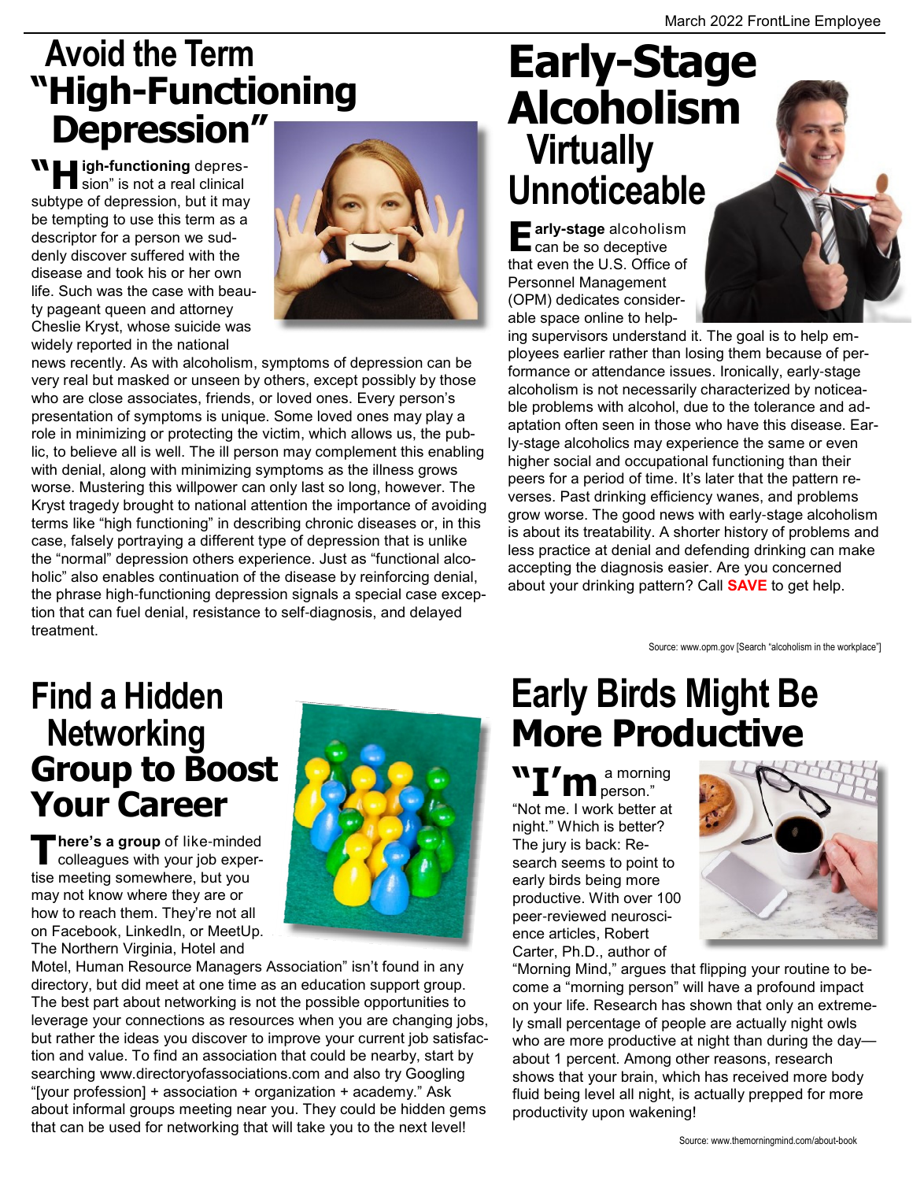## Avoid the Term "High-Functioning Depression"

**"High-functioning** depression" is not a real clinical subtype of depression, but it may be tempting to use this term as a descriptor for a person we suddenly discover suffered with the disease and took his or her own life. Such was the case with beauty pageant queen and attorney Cheslie Kryst, whose suicide was widely reported in the national news recently. As with alcoholism, symptoms of depression can be very real but masked or unseen by others, except possibly by those who are close associates, friends, or loved ones. Every person's presentation of symptoms is unique. Some loved ones may play a role in minimizing or protecting the victim, which allows us, the public, to believe all is well. The ill person may complement this enabling with denial, along with minimizing symptoms as the illness grows worse. Mustering this willpower can only last so long, however. The Kryst tragedy brought to national attention the importance of avoiding terms like "high functioning" in describing chronic diseases or, in this case, falsely portraying a different type of depression that is unlike the "normal" depression others experience. Just as "functional alcoholic" also enables continuation of the disease by reinforcing denial, the phrase high-functioning depression signals a special case exception that can fuel denial, resistance to self-diagnosis, and delayed treatment.

## Early-Stage Alcoholism Virtually Unnoticeable

**Early-stage** alcoholism can be so deceptive that even the U.S. Office of Personnel Management (OPM) dedicates considerable space online to helping supervisors understand it. The goal is to help employees earlier rather than losing them because of performance or attendance issues. Ironically, early-stage alcoholism is not necessarily characterized by noticeable problems with alcohol, due to the tolerance and adaptation often seen in those who have this disease. Early-stage alcoholics may experience the same or even higher social and occupational functioning than their peers for a period of time. It's later that the pattern reverses. Past drinking efficiency wanes, and problems grow worse. The good news with early-stage alcoholism is about its treatability. A shorter history of problems and less practice at denial and defending drinking can make accepting the diagnosis easier. Are you concerned about your drinking pattern? Call **SAVE** to get help.

Source: www.opm.gov [Search "alcoholism in the workplace"]

## Find a Hidden Networking Group to Boost Your Career

**There's a group** of like-minded colleagues with your job expertise meeting somewhere, but you may not know where they are or how to reach them. They're not all on Facebook, LinkedIn, or MeetUp. The Northern Virginia, Hotel and Motel, Human Resource Managers Association" isn't found in any directory, but did meet at one time as an education support group. The best part about networking is not the possible opportunities to leverage your connections as resources when you are changing jobs, but rather the ideas you discover to improve your current job satisfaction and value. To find an association that could be nearby, start by searching www.directoryofassociations.com and also try Googling "[your profession] + association + organization + academy." Ask about informal groups meeting near you. They could be hidden gems that can be used for networking that will take you to the next level!

## Early Birds Might Be More Productive

**"I'm** a morning person." "Not me. I work better at night." Which is better? The jury is back: Research seems to point to early birds being more productive. With over 100 peer-reviewed neuroscience articles, Robert Carter, Ph.D., author of "Morning Mind," argues that flipping your routine to become a "morning person" will have a profound impact on your life. Research has shown that only an extremely small percentage of people are actually night owls who are more productive at night than during the day—about 1 percent. Among other reasons, research shows that your brain, which has received more body fluid being level all night, is actually prepped for more productivity upon wakening!

Source: www.themorningmind.com/about-book